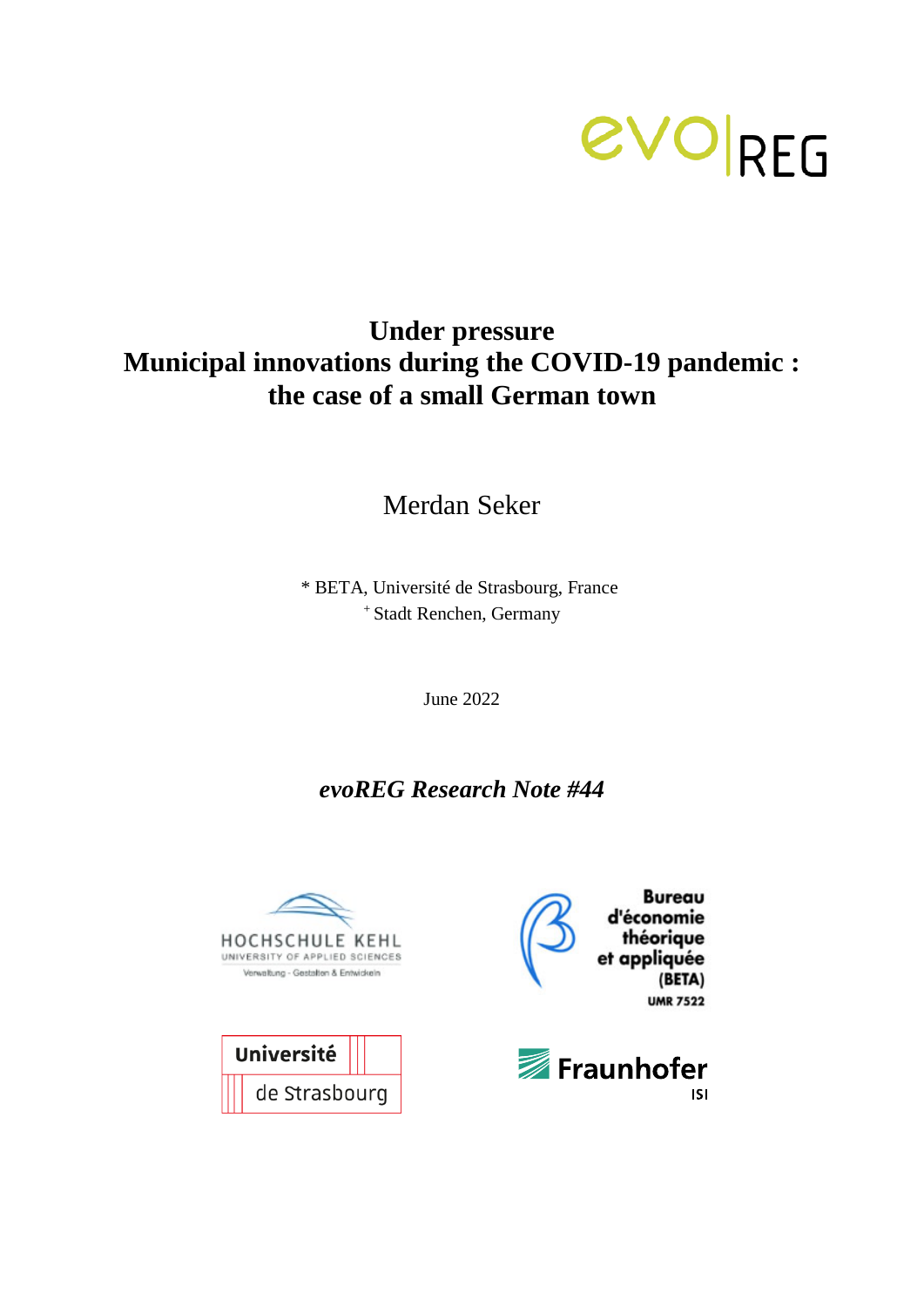evo|REG

# Under pressure
# Municipal innovations during the COVID-19 pandemic : the case of a small German town

Merdan Seker

\* BETA, Université de Strasbourg, France

[+] Stadt Renchen, Germany

June 2022

***evoREG Research Note #44***

HOCHSCHULE KEHL
UNIVERSITY OF APPLIED SCIENCES
Verwaltung · Gestalten & Entwickeln

Bureau d'économie théorique et appliquée (BETA)
UMR 7522

Université de Strasbourg

Fraunhofer ISI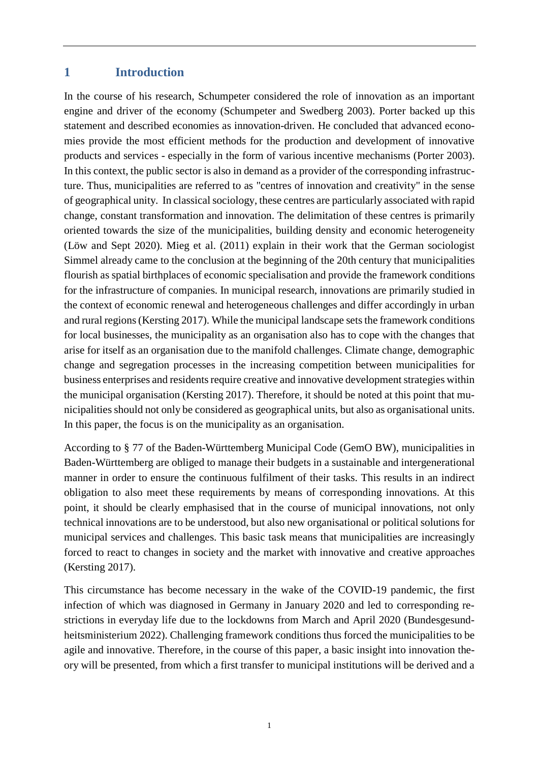# 1 Introduction

In the course of his research, Schumpeter considered the role of innovation as an important engine and driver of the economy (Schumpeter and Swedberg 2003). Porter backed up this statement and described economies as innovation-driven. He concluded that advanced economies provide the most efficient methods for the production and development of innovative products and services - especially in the form of various incentive mechanisms (Porter 2003). In this context, the public sector is also in demand as a provider of the corresponding infrastructure. Thus, municipalities are referred to as "centres of innovation and creativity" in the sense of geographical unity. In classical sociology, these centres are particularly associated with rapid change, constant transformation and innovation. The delimitation of these centres is primarily oriented towards the size of the municipalities, building density and economic heterogeneity (Löw and Sept 2020). Mieg et al. (2011) explain in their work that the German sociologist Simmel already came to the conclusion at the beginning of the 20th century that municipalities flourish as spatial birthplaces of economic specialisation and provide the framework conditions for the infrastructure of companies. In municipal research, innovations are primarily studied in the context of economic renewal and heterogeneous challenges and differ accordingly in urban and rural regions (Kersting 2017). While the municipal landscape sets the framework conditions for local businesses, the municipality as an organisation also has to cope with the changes that arise for itself as an organisation due to the manifold challenges. Climate change, demographic change and segregation processes in the increasing competition between municipalities for business enterprises and residents require creative and innovative development strategies within the municipal organisation (Kersting 2017). Therefore, it should be noted at this point that municipalities should not only be considered as geographical units, but also as organisational units. In this paper, the focus is on the municipality as an organisation.

According to § 77 of the Baden-Württemberg Municipal Code (GemO BW), municipalities in Baden-Württemberg are obliged to manage their budgets in a sustainable and intergenerational manner in order to ensure the continuous fulfilment of their tasks. This results in an indirect obligation to also meet these requirements by means of corresponding innovations. At this point, it should be clearly emphasised that in the course of municipal innovations, not only technical innovations are to be understood, but also new organisational or political solutions for municipal services and challenges. This basic task means that municipalities are increasingly forced to react to changes in society and the market with innovative and creative approaches (Kersting 2017).

This circumstance has become necessary in the wake of the COVID-19 pandemic, the first infection of which was diagnosed in Germany in January 2020 and led to corresponding restrictions in everyday life due to the lockdowns from March and April 2020 (Bundesgesundheitsministerium 2022). Challenging framework conditions thus forced the municipalities to be agile and innovative. Therefore, in the course of this paper, a basic insight into innovation theory will be presented, from which a first transfer to municipal institutions will be derived and a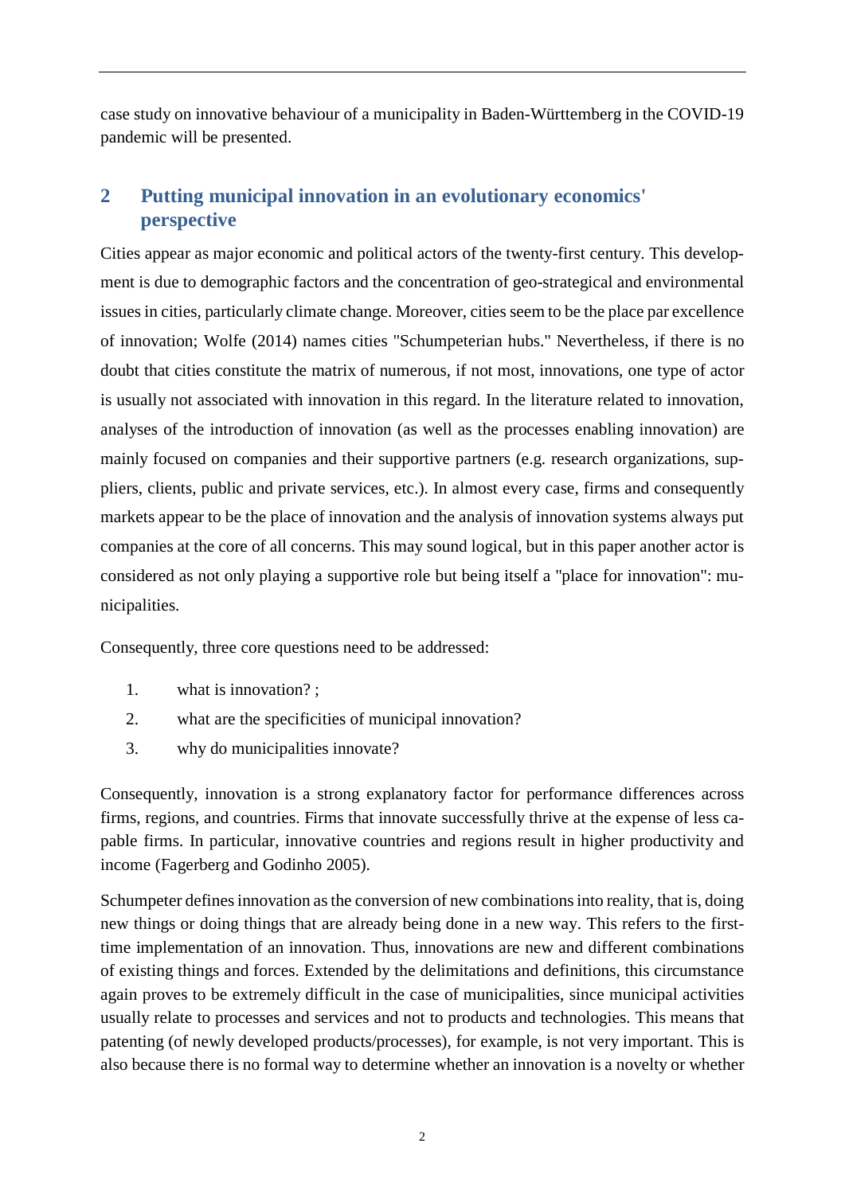case study on innovative behaviour of a municipality in Baden-Württemberg in the COVID-19 pandemic will be presented.

## 2 Putting municipal innovation in an evolutionary economics' perspective

Cities appear as major economic and political actors of the twenty-first century. This development is due to demographic factors and the concentration of geo-strategical and environmental issues in cities, particularly climate change. Moreover, cities seem to be the place par excellence of innovation; Wolfe (2014) names cities "Schumpeterian hubs." Nevertheless, if there is no doubt that cities constitute the matrix of numerous, if not most, innovations, one type of actor is usually not associated with innovation in this regard. In the literature related to innovation, analyses of the introduction of innovation (as well as the processes enabling innovation) are mainly focused on companies and their supportive partners (e.g. research organizations, suppliers, clients, public and private services, etc.). In almost every case, firms and consequently markets appear to be the place of innovation and the analysis of innovation systems always put companies at the core of all concerns. This may sound logical, but in this paper another actor is considered as not only playing a supportive role but being itself a "place for innovation": municipalities.

Consequently, three core questions need to be addressed:

1. what is innovation? ;
2. what are the specificities of municipal innovation?
3. why do municipalities innovate?

Consequently, innovation is a strong explanatory factor for performance differences across firms, regions, and countries. Firms that innovate successfully thrive at the expense of less capable firms. In particular, innovative countries and regions result in higher productivity and income (Fagerberg and Godinho 2005).

Schumpeter defines innovation as the conversion of new combinations into reality, that is, doing new things or doing things that are already being done in a new way. This refers to the first-time implementation of an innovation. Thus, innovations are new and different combinations of existing things and forces. Extended by the delimitations and definitions, this circumstance again proves to be extremely difficult in the case of municipalities, since municipal activities usually relate to processes and services and not to products and technologies. This means that patenting (of newly developed products/processes), for example, is not very important. This is also because there is no formal way to determine whether an innovation is a novelty or whether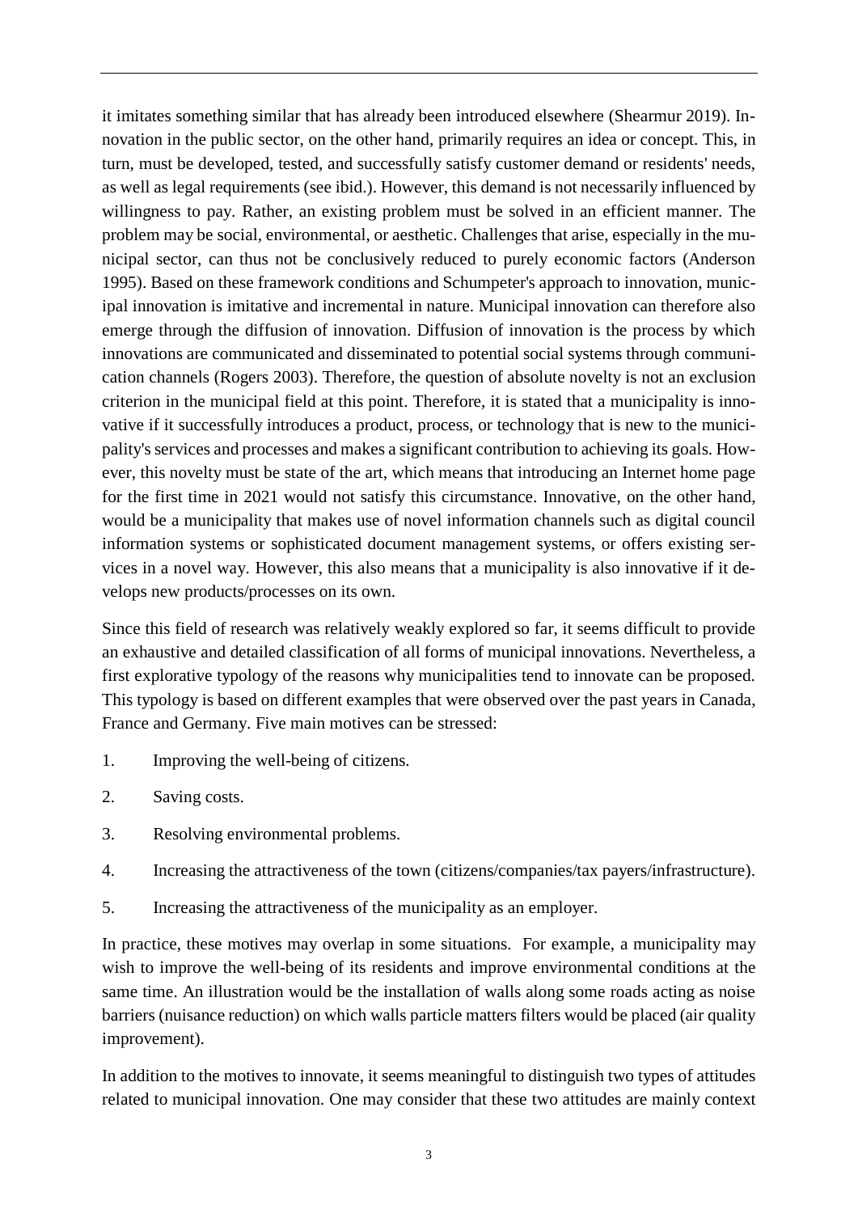it imitates something similar that has already been introduced elsewhere (Shearmur 2019). Innovation in the public sector, on the other hand, primarily requires an idea or concept. This, in turn, must be developed, tested, and successfully satisfy customer demand or residents' needs, as well as legal requirements (see ibid.). However, this demand is not necessarily influenced by willingness to pay. Rather, an existing problem must be solved in an efficient manner. The problem may be social, environmental, or aesthetic. Challenges that arise, especially in the municipal sector, can thus not be conclusively reduced to purely economic factors (Anderson 1995). Based on these framework conditions and Schumpeter's approach to innovation, municipal innovation is imitative and incremental in nature. Municipal innovation can therefore also emerge through the diffusion of innovation. Diffusion of innovation is the process by which innovations are communicated and disseminated to potential social systems through communication channels (Rogers 2003). Therefore, the question of absolute novelty is not an exclusion criterion in the municipal field at this point. Therefore, it is stated that a municipality is innovative if it successfully introduces a product, process, or technology that is new to the municipality's services and processes and makes a significant contribution to achieving its goals. However, this novelty must be state of the art, which means that introducing an Internet home page for the first time in 2021 would not satisfy this circumstance. Innovative, on the other hand, would be a municipality that makes use of novel information channels such as digital council information systems or sophisticated document management systems, or offers existing services in a novel way. However, this also means that a municipality is also innovative if it develops new products/processes on its own.

Since this field of research was relatively weakly explored so far, it seems difficult to provide an exhaustive and detailed classification of all forms of municipal innovations. Nevertheless, a first explorative typology of the reasons why municipalities tend to innovate can be proposed. This typology is based on different examples that were observed over the past years in Canada, France and Germany. Five main motives can be stressed:

1. Improving the well-being of citizens.
2. Saving costs.
3. Resolving environmental problems.
4. Increasing the attractiveness of the town (citizens/companies/tax payers/infrastructure).
5. Increasing the attractiveness of the municipality as an employer.

In practice, these motives may overlap in some situations. For example, a municipality may wish to improve the well-being of its residents and improve environmental conditions at the same time. An illustration would be the installation of walls along some roads acting as noise barriers (nuisance reduction) on which walls particle matters filters would be placed (air quality improvement).

In addition to the motives to innovate, it seems meaningful to distinguish two types of attitudes related to municipal innovation. One may consider that these two attitudes are mainly context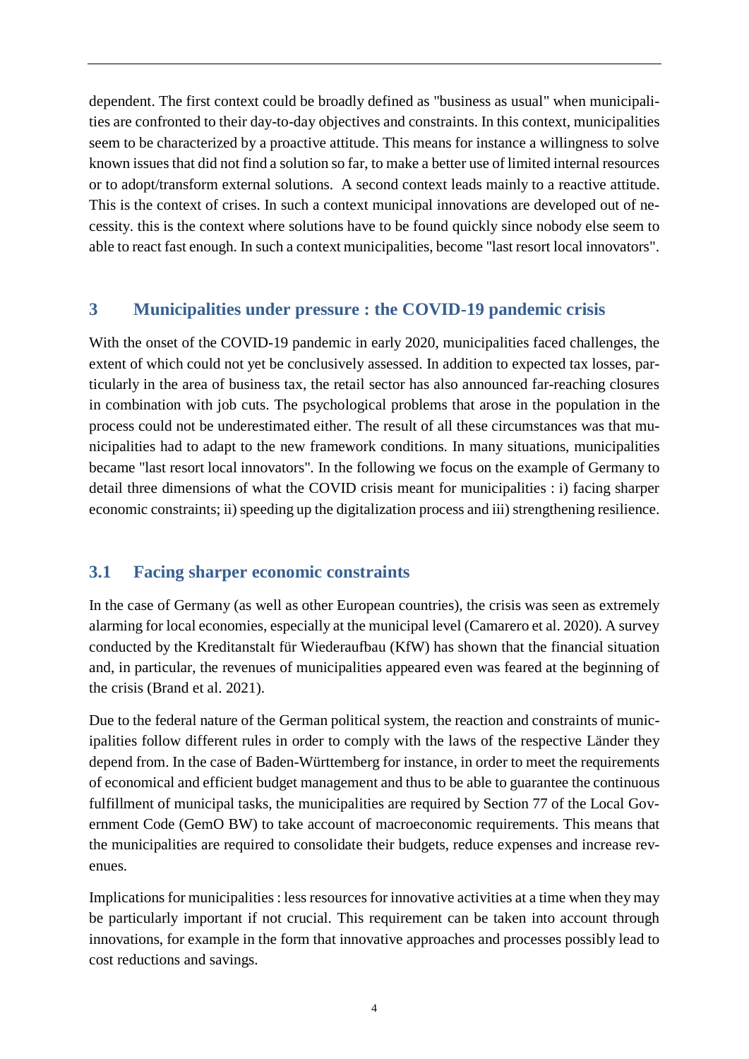dependent. The first context could be broadly defined as "business as usual" when municipalities are confronted to their day-to-day objectives and constraints. In this context, municipalities seem to be characterized by a proactive attitude. This means for instance a willingness to solve known issues that did not find a solution so far, to make a better use of limited internal resources or to adopt/transform external solutions. A second context leads mainly to a reactive attitude. This is the context of crises. In such a context municipal innovations are developed out of necessity. this is the context where solutions have to be found quickly since nobody else seem to able to react fast enough. In such a context municipalities, become "last resort local innovators".

## 3 Municipalities under pressure : the COVID-19 pandemic crisis

With the onset of the COVID-19 pandemic in early 2020, municipalities faced challenges, the extent of which could not yet be conclusively assessed. In addition to expected tax losses, particularly in the area of business tax, the retail sector has also announced far-reaching closures in combination with job cuts. The psychological problems that arose in the population in the process could not be underestimated either. The result of all these circumstances was that municipalities had to adapt to the new framework conditions. In many situations, municipalities became "last resort local innovators". In the following we focus on the example of Germany to detail three dimensions of what the COVID crisis meant for municipalities : i) facing sharper economic constraints; ii) speeding up the digitalization process and iii) strengthening resilience.

### 3.1 Facing sharper economic constraints

In the case of Germany (as well as other European countries), the crisis was seen as extremely alarming for local economies, especially at the municipal level (Camarero et al. 2020). A survey conducted by the Kreditanstalt für Wiederaufbau (KfW) has shown that the financial situation and, in particular, the revenues of municipalities appeared even was feared at the beginning of the crisis (Brand et al. 2021).

Due to the federal nature of the German political system, the reaction and constraints of municipalities follow different rules in order to comply with the laws of the respective Länder they depend from. In the case of Baden-Württemberg for instance, in order to meet the requirements of economical and efficient budget management and thus to be able to guarantee the continuous fulfillment of municipal tasks, the municipalities are required by Section 77 of the Local Government Code (GemO BW) to take account of macroeconomic requirements. This means that the municipalities are required to consolidate their budgets, reduce expenses and increase revenues.

Implications for municipalities : less resources for innovative activities at a time when they may be particularly important if not crucial. This requirement can be taken into account through innovations, for example in the form that innovative approaches and processes possibly lead to cost reductions and savings.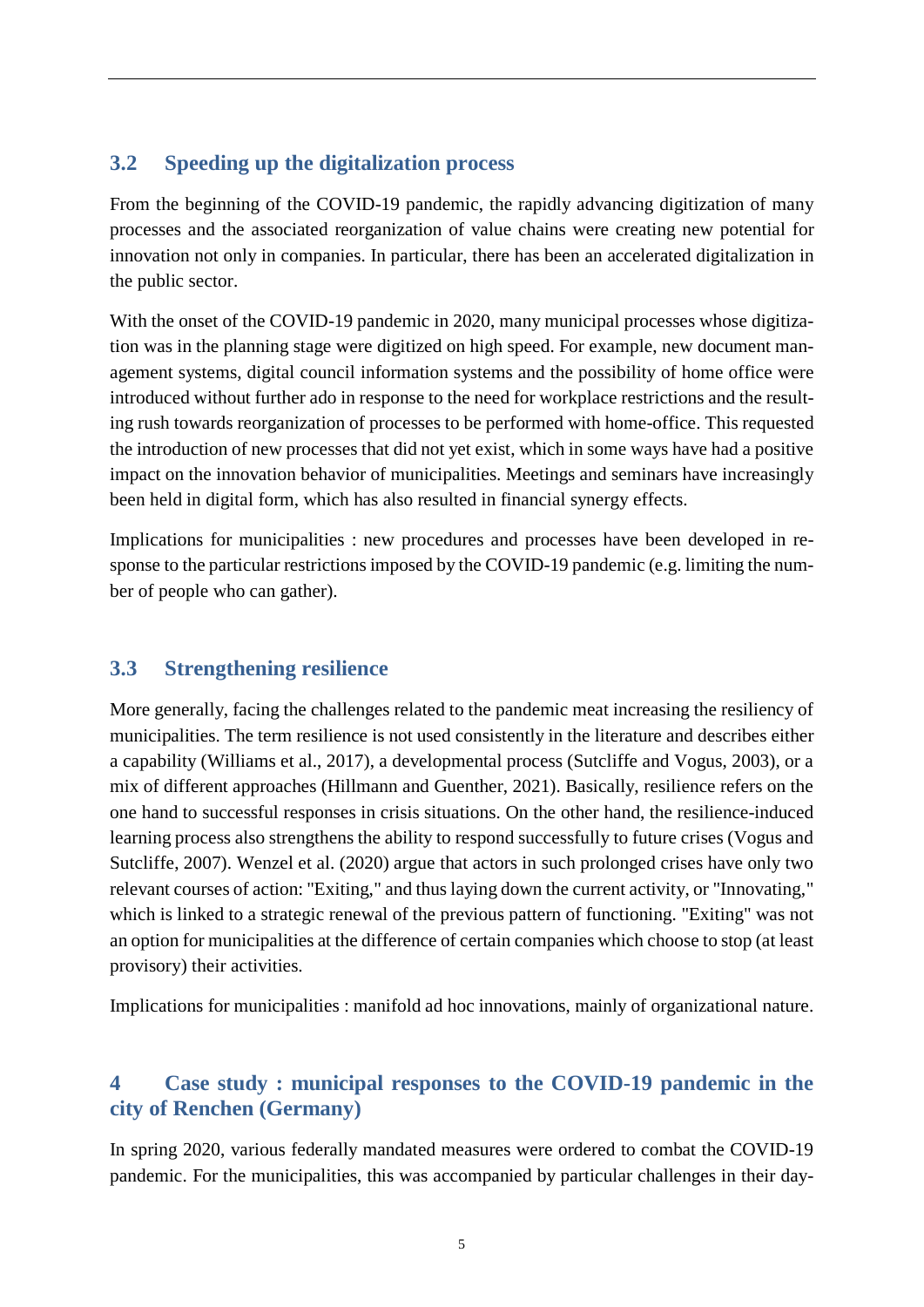## 3.2 Speeding up the digitalization process

From the beginning of the COVID-19 pandemic, the rapidly advancing digitization of many processes and the associated reorganization of value chains were creating new potential for innovation not only in companies. In particular, there has been an accelerated digitalization in the public sector.

With the onset of the COVID-19 pandemic in 2020, many municipal processes whose digitization was in the planning stage were digitized on high speed. For example, new document management systems, digital council information systems and the possibility of home office were introduced without further ado in response to the need for workplace restrictions and the resulting rush towards reorganization of processes to be performed with home-office. This requested the introduction of new processes that did not yet exist, which in some ways have had a positive impact on the innovation behavior of municipalities. Meetings and seminars have increasingly been held in digital form, which has also resulted in financial synergy effects.

Implications for municipalities : new procedures and processes have been developed in response to the particular restrictions imposed by the COVID-19 pandemic (e.g. limiting the number of people who can gather).

## 3.3 Strengthening resilience

More generally, facing the challenges related to the pandemic meat increasing the resiliency of municipalities. The term resilience is not used consistently in the literature and describes either a capability (Williams et al., 2017), a developmental process (Sutcliffe and Vogus, 2003), or a mix of different approaches (Hillmann and Guenther, 2021). Basically, resilience refers on the one hand to successful responses in crisis situations. On the other hand, the resilience-induced learning process also strengthens the ability to respond successfully to future crises (Vogus and Sutcliffe, 2007). Wenzel et al. (2020) argue that actors in such prolonged crises have only two relevant courses of action: "Exiting," and thus laying down the current activity, or "Innovating," which is linked to a strategic renewal of the previous pattern of functioning. "Exiting" was not an option for municipalities at the difference of certain companies which choose to stop (at least provisory) their activities.

Implications for municipalities : manifold ad hoc innovations, mainly of organizational nature.

# 4 Case study : municipal responses to the COVID-19 pandemic in the city of Renchen (Germany)

In spring 2020, various federally mandated measures were ordered to combat the COVID-19 pandemic. For the municipalities, this was accompanied by particular challenges in their day-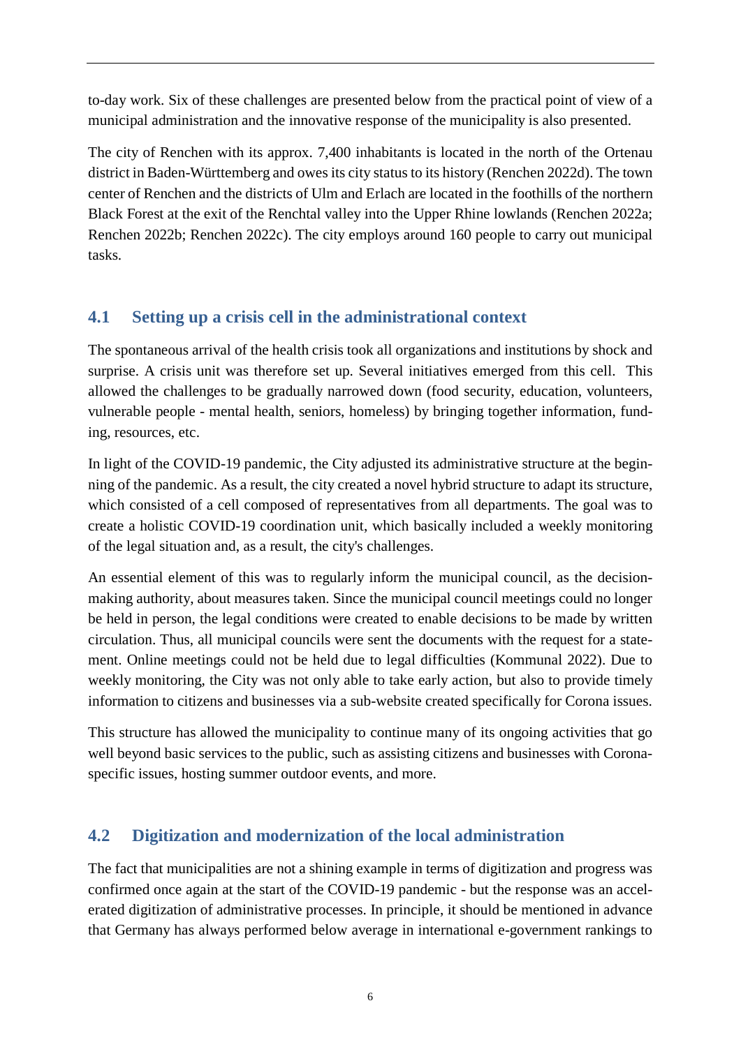to-day work. Six of these challenges are presented below from the practical point of view of a municipal administration and the innovative response of the municipality is also presented.

The city of Renchen with its approx. 7,400 inhabitants is located in the north of the Ortenau district in Baden-Württemberg and owes its city status to its history (Renchen 2022d). The town center of Renchen and the districts of Ulm and Erlach are located in the foothills of the northern Black Forest at the exit of the Renchtal valley into the Upper Rhine lowlands (Renchen 2022a; Renchen 2022b; Renchen 2022c). The city employs around 160 people to carry out municipal tasks.

## 4.1 Setting up a crisis cell in the administrational context

The spontaneous arrival of the health crisis took all organizations and institutions by shock and surprise. A crisis unit was therefore set up. Several initiatives emerged from this cell. This allowed the challenges to be gradually narrowed down (food security, education, volunteers, vulnerable people - mental health, seniors, homeless) by bringing together information, funding, resources, etc.

In light of the COVID-19 pandemic, the City adjusted its administrative structure at the beginning of the pandemic. As a result, the city created a novel hybrid structure to adapt its structure, which consisted of a cell composed of representatives from all departments. The goal was to create a holistic COVID-19 coordination unit, which basically included a weekly monitoring of the legal situation and, as a result, the city's challenges.

An essential element of this was to regularly inform the municipal council, as the decision-making authority, about measures taken. Since the municipal council meetings could no longer be held in person, the legal conditions were created to enable decisions to be made by written circulation. Thus, all municipal councils were sent the documents with the request for a statement. Online meetings could not be held due to legal difficulties (Kommunal 2022). Due to weekly monitoring, the City was not only able to take early action, but also to provide timely information to citizens and businesses via a sub-website created specifically for Corona issues.

This structure has allowed the municipality to continue many of its ongoing activities that go well beyond basic services to the public, such as assisting citizens and businesses with Corona-specific issues, hosting summer outdoor events, and more.

## 4.2 Digitization and modernization of the local administration

The fact that municipalities are not a shining example in terms of digitization and progress was confirmed once again at the start of the COVID-19 pandemic - but the response was an accelerated digitization of administrative processes. In principle, it should be mentioned in advance that Germany has always performed below average in international e-government rankings to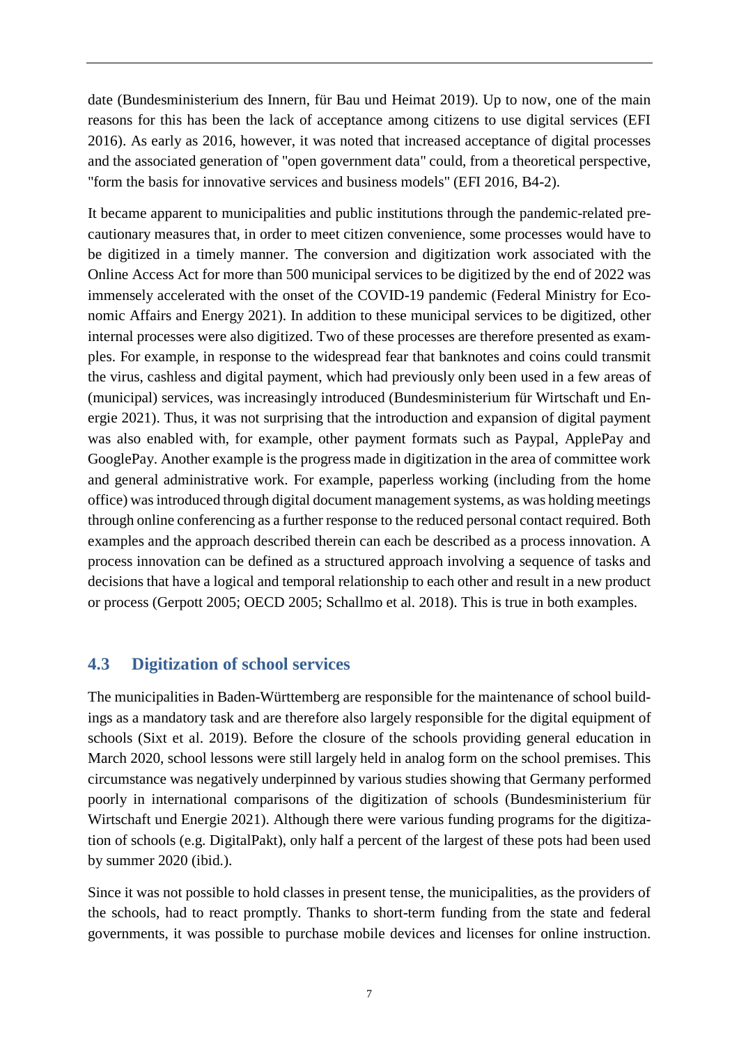date (Bundesministerium des Innern, für Bau und Heimat 2019). Up to now, one of the main reasons for this has been the lack of acceptance among citizens to use digital services (EFI 2016). As early as 2016, however, it was noted that increased acceptance of digital processes and the associated generation of "open government data" could, from a theoretical perspective, "form the basis for innovative services and business models" (EFI 2016, B4-2).

It became apparent to municipalities and public institutions through the pandemic-related precautionary measures that, in order to meet citizen convenience, some processes would have to be digitized in a timely manner. The conversion and digitization work associated with the Online Access Act for more than 500 municipal services to be digitized by the end of 2022 was immensely accelerated with the onset of the COVID-19 pandemic (Federal Ministry for Economic Affairs and Energy 2021). In addition to these municipal services to be digitized, other internal processes were also digitized. Two of these processes are therefore presented as examples. For example, in response to the widespread fear that banknotes and coins could transmit the virus, cashless and digital payment, which had previously only been used in a few areas of (municipal) services, was increasingly introduced (Bundesministerium für Wirtschaft und Energie 2021). Thus, it was not surprising that the introduction and expansion of digital payment was also enabled with, for example, other payment formats such as Paypal, ApplePay and GooglePay. Another example is the progress made in digitization in the area of committee work and general administrative work. For example, paperless working (including from the home office) was introduced through digital document management systems, as was holding meetings through online conferencing as a further response to the reduced personal contact required. Both examples and the approach described therein can each be described as a process innovation. A process innovation can be defined as a structured approach involving a sequence of tasks and decisions that have a logical and temporal relationship to each other and result in a new product or process (Gerpott 2005; OECD 2005; Schallmo et al. 2018). This is true in both examples.

## 4.3 Digitization of school services

The municipalities in Baden-Württemberg are responsible for the maintenance of school buildings as a mandatory task and are therefore also largely responsible for the digital equipment of schools (Sixt et al. 2019). Before the closure of the schools providing general education in March 2020, school lessons were still largely held in analog form on the school premises. This circumstance was negatively underpinned by various studies showing that Germany performed poorly in international comparisons of the digitization of schools (Bundesministerium für Wirtschaft und Energie 2021). Although there were various funding programs for the digitization of schools (e.g. DigitalPakt), only half a percent of the largest of these pots had been used by summer 2020 (ibid.).

Since it was not possible to hold classes in present tense, the municipalities, as the providers of the schools, had to react promptly. Thanks to short-term funding from the state and federal governments, it was possible to purchase mobile devices and licenses for online instruction.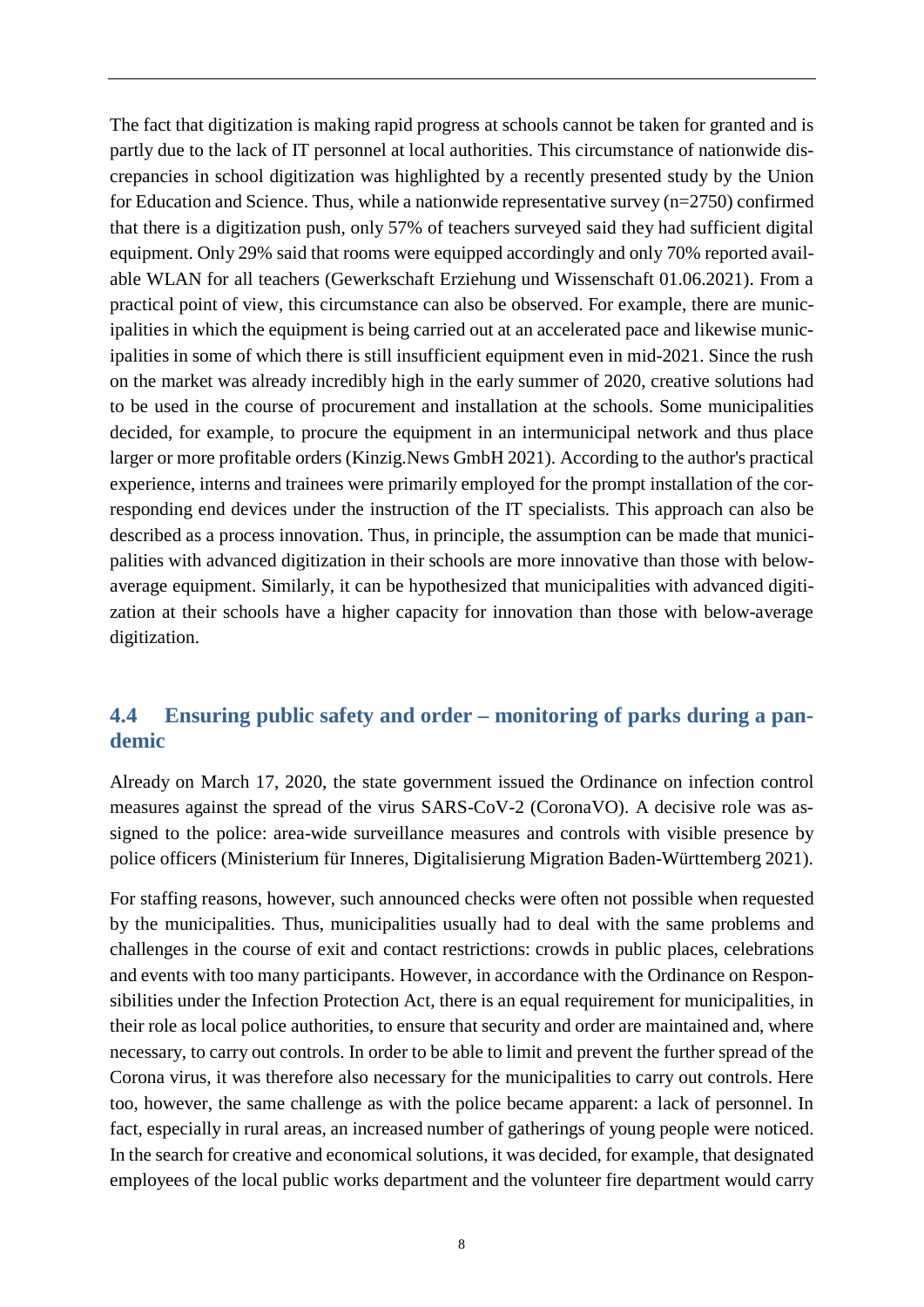The fact that digitization is making rapid progress at schools cannot be taken for granted and is partly due to the lack of IT personnel at local authorities. This circumstance of nationwide discrepancies in school digitization was highlighted by a recently presented study by the Union for Education and Science. Thus, while a nationwide representative survey (n=2750) confirmed that there is a digitization push, only 57% of teachers surveyed said they had sufficient digital equipment. Only 29% said that rooms were equipped accordingly and only 70% reported available WLAN for all teachers (Gewerkschaft Erziehung und Wissenschaft 01.06.2021). From a practical point of view, this circumstance can also be observed. For example, there are municipalities in which the equipment is being carried out at an accelerated pace and likewise municipalities in some of which there is still insufficient equipment even in mid-2021. Since the rush on the market was already incredibly high in the early summer of 2020, creative solutions had to be used in the course of procurement and installation at the schools. Some municipalities decided, for example, to procure the equipment in an intermunicipal network and thus place larger or more profitable orders (Kinzig.News GmbH 2021). According to the author's practical experience, interns and trainees were primarily employed for the prompt installation of the corresponding end devices under the instruction of the IT specialists. This approach can also be described as a process innovation. Thus, in principle, the assumption can be made that municipalities with advanced digitization in their schools are more innovative than those with below-average equipment. Similarly, it can be hypothesized that municipalities with advanced digitization at their schools have a higher capacity for innovation than those with below-average digitization.

## 4.4 Ensuring public safety and order – monitoring of parks during a pandemic

Already on March 17, 2020, the state government issued the Ordinance on infection control measures against the spread of the virus SARS-CoV-2 (CoronaVO). A decisive role was assigned to the police: area-wide surveillance measures and controls with visible presence by police officers (Ministerium für Inneres, Digitalisierung Migration Baden-Württemberg 2021).

For staffing reasons, however, such announced checks were often not possible when requested by the municipalities. Thus, municipalities usually had to deal with the same problems and challenges in the course of exit and contact restrictions: crowds in public places, celebrations and events with too many participants. However, in accordance with the Ordinance on Responsibilities under the Infection Protection Act, there is an equal requirement for municipalities, in their role as local police authorities, to ensure that security and order are maintained and, where necessary, to carry out controls. In order to be able to limit and prevent the further spread of the Corona virus, it was therefore also necessary for the municipalities to carry out controls. Here too, however, the same challenge as with the police became apparent: a lack of personnel. In fact, especially in rural areas, an increased number of gatherings of young people were noticed. In the search for creative and economical solutions, it was decided, for example, that designated employees of the local public works department and the volunteer fire department would carry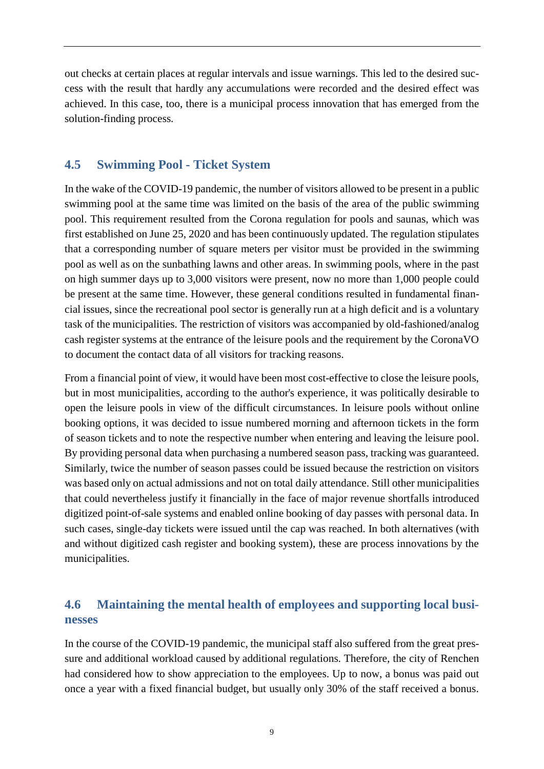out checks at certain places at regular intervals and issue warnings. This led to the desired success with the result that hardly any accumulations were recorded and the desired effect was achieved. In this case, too, there is a municipal process innovation that has emerged from the solution-finding process.

## 4.5 Swimming Pool - Ticket System

In the wake of the COVID-19 pandemic, the number of visitors allowed to be present in a public swimming pool at the same time was limited on the basis of the area of the public swimming pool. This requirement resulted from the Corona regulation for pools and saunas, which was first established on June 25, 2020 and has been continuously updated. The regulation stipulates that a corresponding number of square meters per visitor must be provided in the swimming pool as well as on the sunbathing lawns and other areas. In swimming pools, where in the past on high summer days up to 3,000 visitors were present, now no more than 1,000 people could be present at the same time. However, these general conditions resulted in fundamental financial issues, since the recreational pool sector is generally run at a high deficit and is a voluntary task of the municipalities. The restriction of visitors was accompanied by old-fashioned/analog cash register systems at the entrance of the leisure pools and the requirement by the CoronaVO to document the contact data of all visitors for tracking reasons.

From a financial point of view, it would have been most cost-effective to close the leisure pools, but in most municipalities, according to the author's experience, it was politically desirable to open the leisure pools in view of the difficult circumstances. In leisure pools without online booking options, it was decided to issue numbered morning and afternoon tickets in the form of season tickets and to note the respective number when entering and leaving the leisure pool. By providing personal data when purchasing a numbered season pass, tracking was guaranteed. Similarly, twice the number of season passes could be issued because the restriction on visitors was based only on actual admissions and not on total daily attendance. Still other municipalities that could nevertheless justify it financially in the face of major revenue shortfalls introduced digitized point-of-sale systems and enabled online booking of day passes with personal data. In such cases, single-day tickets were issued until the cap was reached. In both alternatives (with and without digitized cash register and booking system), these are process innovations by the municipalities.

## 4.6 Maintaining the mental health of employees and supporting local businesses

In the course of the COVID-19 pandemic, the municipal staff also suffered from the great pressure and additional workload caused by additional regulations. Therefore, the city of Renchen had considered how to show appreciation to the employees. Up to now, a bonus was paid out once a year with a fixed financial budget, but usually only 30% of the staff received a bonus.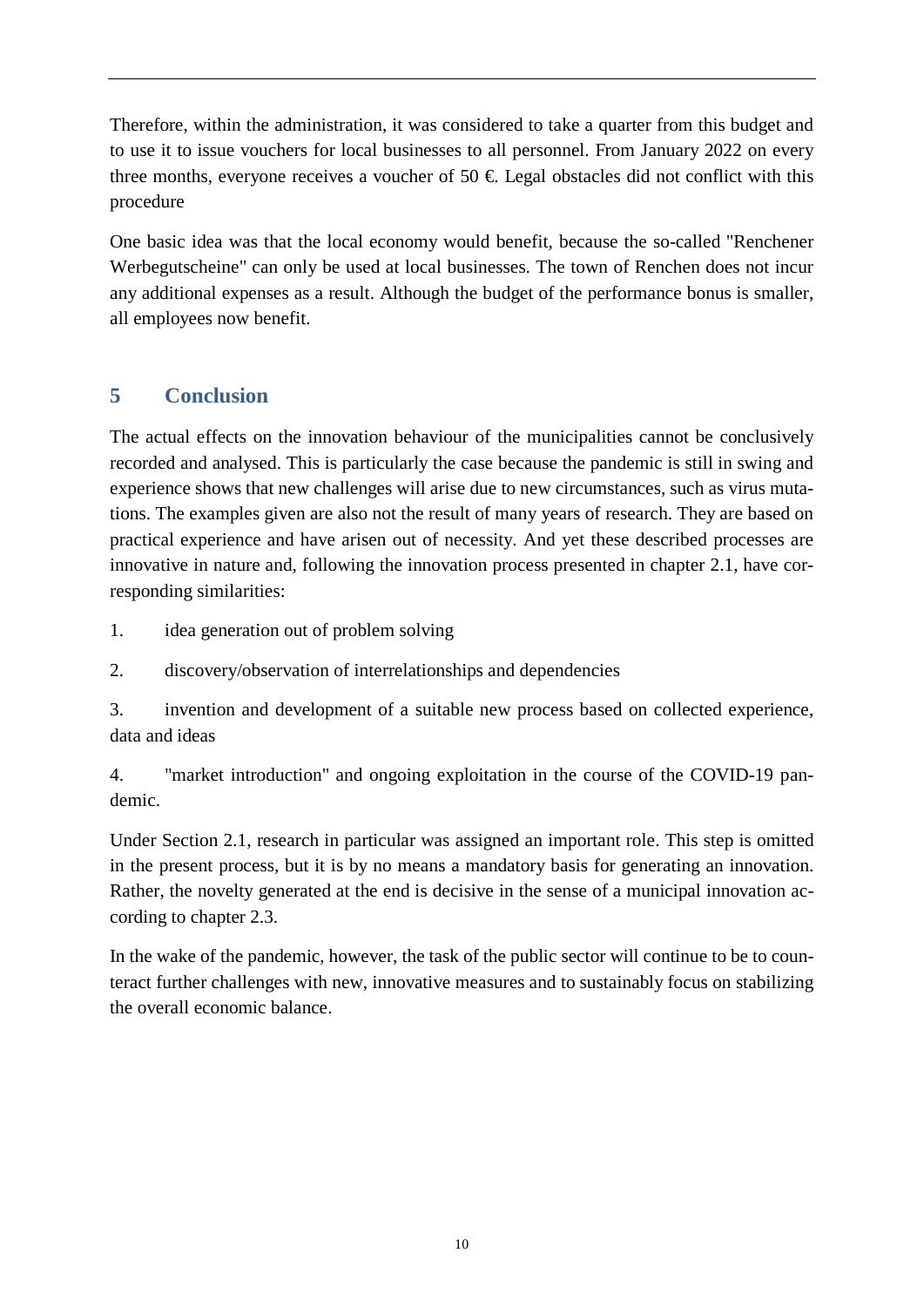Therefore, within the administration, it was considered to take a quarter from this budget and to use it to issue vouchers for local businesses to all personnel. From January 2022 on every three months, everyone receives a voucher of 50 €. Legal obstacles did not conflict with this procedure

One basic idea was that the local economy would benefit, because the so-called "Renchener Werbegutscheine" can only be used at local businesses. The town of Renchen does not incur any additional expenses as a result. Although the budget of the performance bonus is smaller, all employees now benefit.

## 5 Conclusion

The actual effects on the innovation behaviour of the municipalities cannot be conclusively recorded and analysed. This is particularly the case because the pandemic is still in swing and experience shows that new challenges will arise due to new circumstances, such as virus mutations. The examples given are also not the result of many years of research. They are based on practical experience and have arisen out of necessity. And yet these described processes are innovative in nature and, following the innovation process presented in chapter 2.1, have corresponding similarities:

1. idea generation out of problem solving
2. discovery/observation of interrelationships and dependencies
3. invention and development of a suitable new process based on collected experience, data and ideas
4. "market introduction" and ongoing exploitation in the course of the COVID-19 pandemic.

Under Section 2.1, research in particular was assigned an important role. This step is omitted in the present process, but it is by no means a mandatory basis for generating an innovation. Rather, the novelty generated at the end is decisive in the sense of a municipal innovation according to chapter 2.3.

In the wake of the pandemic, however, the task of the public sector will continue to be to counteract further challenges with new, innovative measures and to sustainably focus on stabilizing the overall economic balance.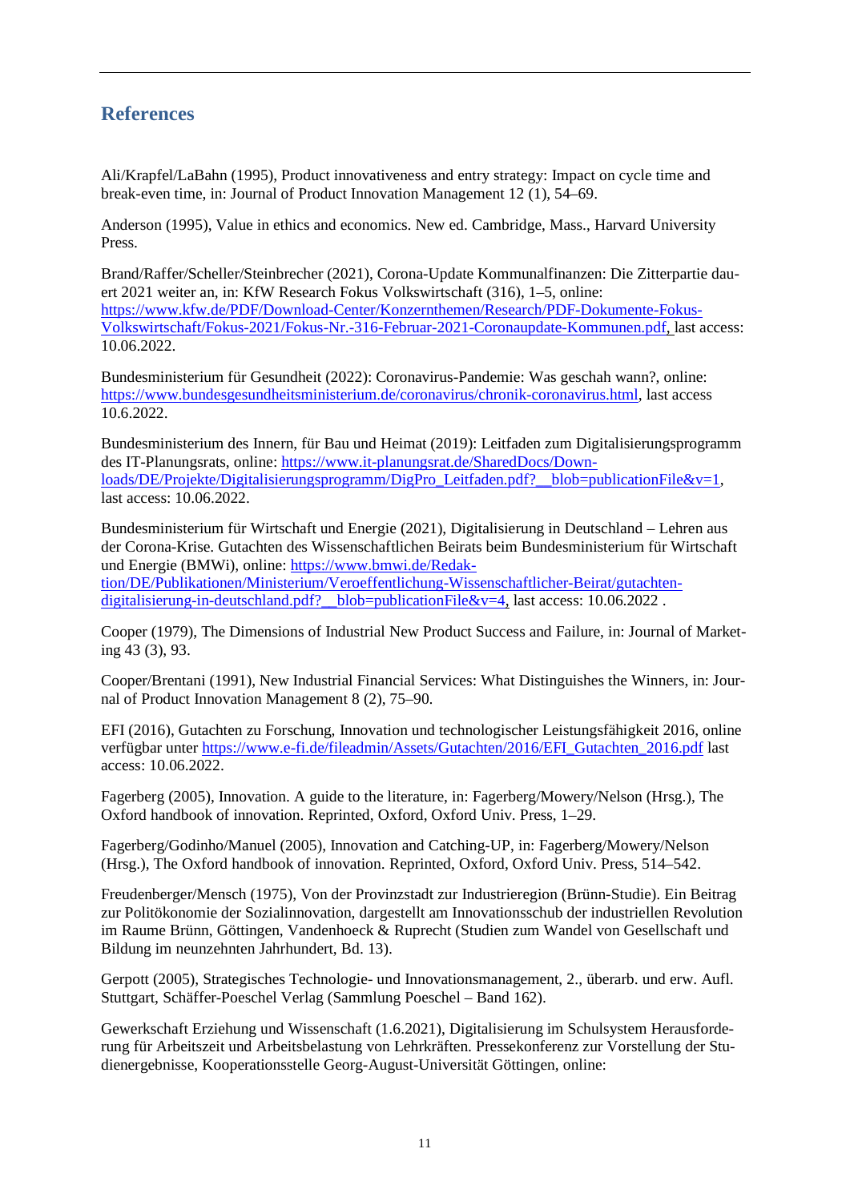## References

Ali/Krapfel/LaBahn (1995), Product innovativeness and entry strategy: Impact on cycle time and break-even time, in: Journal of Product Innovation Management 12 (1), 54–69.

Anderson (1995), Value in ethics and economics. New ed. Cambridge, Mass., Harvard University Press.

Brand/Raffer/Scheller/Steinbrecher (2021), Corona-Update Kommunalfinanzen: Die Zitterpartie dauert 2021 weiter an, in: KfW Research Fokus Volkswirtschaft (316), 1–5, online: https://www.kfw.de/PDF/Download-Center/Konzernthemen/Research/PDF-Dokumente-Fokus-Volkswirtschaft/Fokus-2021/Fokus-Nr.-316-Februar-2021-Coronaupdate-Kommunen.pdf, last access: 10.06.2022.

Bundesministerium für Gesundheit (2022): Coronavirus-Pandemie: Was geschah wann?, online: https://www.bundesgesundheitsministerium.de/coronavirus/chronik-coronavirus.html, last access 10.6.2022.

Bundesministerium des Innern, für Bau und Heimat (2019): Leitfaden zum Digitalisierungsprogramm des IT-Planungsrats, online: https://www.it-planungsrat.de/SharedDocs/Downloads/DE/Projekte/Digitalisierungsprogramm/DigPro_Leitfaden.pdf?__blob=publicationFile&v=1, last access: 10.06.2022.

Bundesministerium für Wirtschaft und Energie (2021), Digitalisierung in Deutschland – Lehren aus der Corona-Krise. Gutachten des Wissenschaftlichen Beirats beim Bundesministerium für Wirtschaft und Energie (BMWi), online: https://www.bmwi.de/Redaktion/DE/Publikationen/Ministerium/Veroeffentlichung-Wissenschaftlicher-Beirat/gutachten-digitalisierung-in-deutschland.pdf?__blob=publicationFile&v=4, last access: 10.06.2022 .

Cooper (1979), The Dimensions of Industrial New Product Success and Failure, in: Journal of Marketing 43 (3), 93.

Cooper/Brentani (1991), New Industrial Financial Services: What Distinguishes the Winners, in: Journal of Product Innovation Management 8 (2), 75–90.

EFI (2016), Gutachten zu Forschung, Innovation und technologischer Leistungsfähigkeit 2016, online verfügbar unter https://www.e-fi.de/fileadmin/Assets/Gutachten/2016/EFI_Gutachten_2016.pdf last access: 10.06.2022.

Fagerberg (2005), Innovation. A guide to the literature, in: Fagerberg/Mowery/Nelson (Hrsg.), The Oxford handbook of innovation. Reprinted, Oxford, Oxford Univ. Press, 1–29.

Fagerberg/Godinho/Manuel (2005), Innovation and Catching-UP, in: Fagerberg/Mowery/Nelson (Hrsg.), The Oxford handbook of innovation. Reprinted, Oxford, Oxford Univ. Press, 514–542.

Freudenberger/Mensch (1975), Von der Provinzstadt zur Industrieregion (Brünn-Studie). Ein Beitrag zur Politökonomie der Sozialinnovation, dargestellt am Innovationsschub der industriellen Revolution im Raume Brünn, Göttingen, Vandenhoeck & Ruprecht (Studien zum Wandel von Gesellschaft und Bildung im neunzehnten Jahrhundert, Bd. 13).

Gerpott (2005), Strategisches Technologie- und Innovationsmanagement, 2., überarb. und erw. Aufl. Stuttgart, Schäffer-Poeschel Verlag (Sammlung Poeschel – Band 162).

Gewerkschaft Erziehung und Wissenschaft (1.6.2021), Digitalisierung im Schulsystem Herausforderung für Arbeitszeit und Arbeitsbelastung von Lehrkräften. Pressekonferenz zur Vorstellung der Studienergebnisse, Kooperationsstelle Georg-August-Universität Göttingen, online: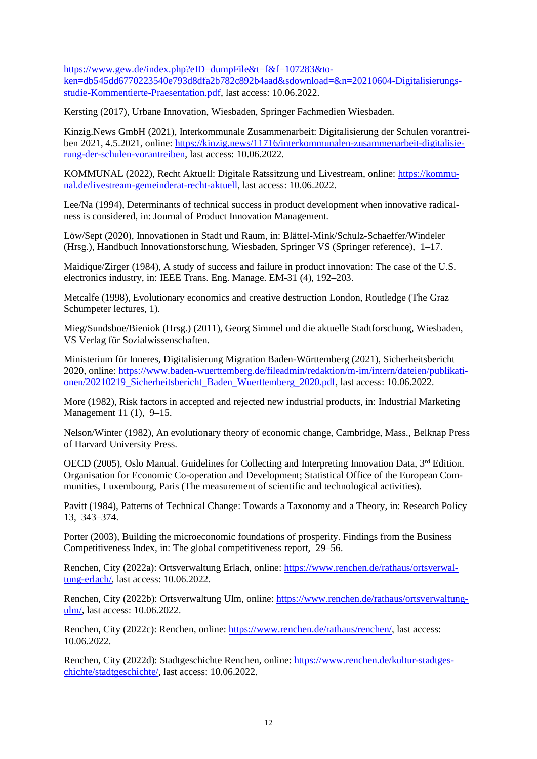https://www.gew.de/index.php?eID=dumpFile&t=f&f=107283&token=db545dd6770223540e793d8dfa2b782c892b4aad&sdownload=&n=20210604-Digitalisierungsstudie-Kommentierte-Praesentation.pdf, last access: 10.06.2022.

Kersting (2017), Urbane Innovation, Wiesbaden, Springer Fachmedien Wiesbaden.

Kinzig.News GmbH (2021), Interkommunale Zusammenarbeit: Digitalisierung der Schulen vorantreiben 2021, 4.5.2021, online: https://kinzig.news/11716/interkommunalen-zusammenarbeit-digitalisierung-der-schulen-vorantreiben, last access: 10.06.2022.

KOMMUNAL (2022), Recht Aktuell: Digitale Ratssitzung und Livestream, online: https://kommunal.de/livestream-gemeinderat-recht-aktuell, last access: 10.06.2022.

Lee/Na (1994), Determinants of technical success in product development when innovative radicalness is considered, in: Journal of Product Innovation Management.

Löw/Sept (2020), Innovationen in Stadt und Raum, in: Blättel-Mink/Schulz-Schaeffer/Windeler (Hrsg.), Handbuch Innovationsforschung, Wiesbaden, Springer VS (Springer reference), 1–17.

Maidique/Zirger (1984), A study of success and failure in product innovation: The case of the U.S. electronics industry, in: IEEE Trans. Eng. Manage. EM-31 (4), 192–203.

Metcalfe (1998), Evolutionary economics and creative destruction London, Routledge (The Graz Schumpeter lectures, 1).

Mieg/Sundsboe/Bieniok (Hrsg.) (2011), Georg Simmel und die aktuelle Stadtforschung, Wiesbaden, VS Verlag für Sozialwissenschaften.

Ministerium für Inneres, Digitalisierung Migration Baden-Württemberg (2021), Sicherheitsbericht 2020, online: https://www.baden-wuerttemberg.de/fileadmin/redaktion/m-im/intern/dateien/publikationen/20210219_Sicherheitsbericht_Baden_Wuerttemberg_2020.pdf, last access: 10.06.2022.

More (1982), Risk factors in accepted and rejected new industrial products, in: Industrial Marketing Management 11 (1), 9–15.

Nelson/Winter (1982), An evolutionary theory of economic change, Cambridge, Mass., Belknap Press of Harvard University Press.

OECD (2005), Oslo Manual. Guidelines for Collecting and Interpreting Innovation Data, 3rd Edition. Organisation for Economic Co-operation and Development; Statistical Office of the European Communities, Luxembourg, Paris (The measurement of scientific and technological activities).

Pavitt (1984), Patterns of Technical Change: Towards a Taxonomy and a Theory, in: Research Policy 13, 343–374.

Porter (2003), Building the microeconomic foundations of prosperity. Findings from the Business Competitiveness Index, in: The global competitiveness report, 29–56.

Renchen, City (2022a): Ortsverwaltung Erlach, online: https://www.renchen.de/rathaus/ortsverwaltung-erlach/, last access: 10.06.2022.

Renchen, City (2022b): Ortsverwaltung Ulm, online: https://www.renchen.de/rathaus/ortsverwaltung-ulm/, last access: 10.06.2022.

Renchen, City (2022c): Renchen, online: https://www.renchen.de/rathaus/renchen/, last access: 10.06.2022.

Renchen, City (2022d): Stadtgeschichte Renchen, online: https://www.renchen.de/kultur-stadtgeschichte/stadtgeschichte/, last access: 10.06.2022.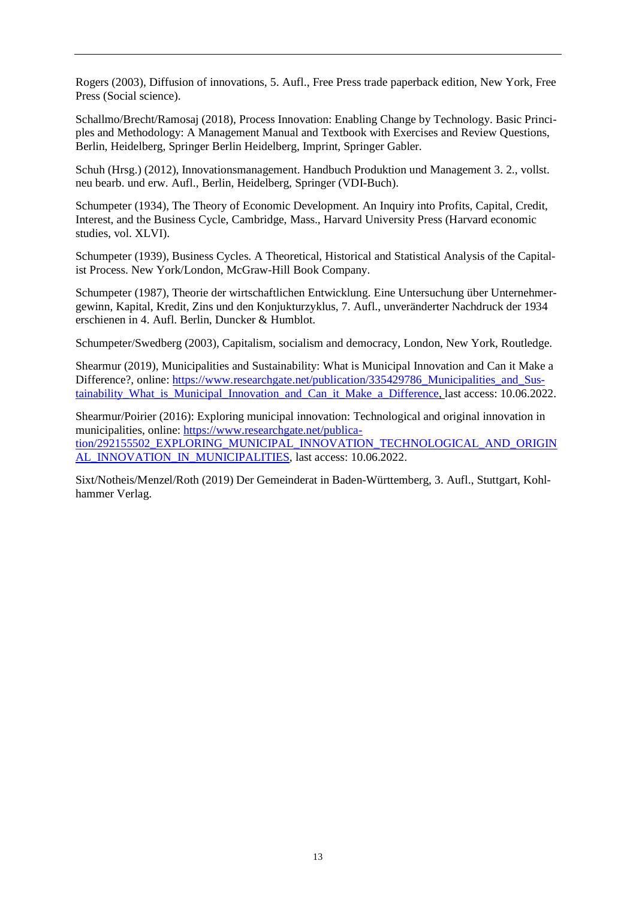Rogers (2003), Diffusion of innovations, 5. Aufl., Free Press trade paperback edition, New York, Free Press (Social science).

Schallmo/Brecht/Ramosaj (2018), Process Innovation: Enabling Change by Technology. Basic Principles and Methodology: A Management Manual and Textbook with Exercises and Review Questions, Berlin, Heidelberg, Springer Berlin Heidelberg, Imprint, Springer Gabler.

Schuh (Hrsg.) (2012), Innovationsmanagement. Handbuch Produktion und Management 3. 2., vollst. neu bearb. und erw. Aufl., Berlin, Heidelberg, Springer (VDI-Buch).

Schumpeter (1934), The Theory of Economic Development. An Inquiry into Profits, Capital, Credit, Interest, and the Business Cycle, Cambridge, Mass., Harvard University Press (Harvard economic studies, vol. XLVI).

Schumpeter (1939), Business Cycles. A Theoretical, Historical and Statistical Analysis of the Capitalist Process. New York/London, McGraw-Hill Book Company.

Schumpeter (1987), Theorie der wirtschaftlichen Entwicklung. Eine Untersuchung über Unternehmergewinn, Kapital, Kredit, Zins und den Konjukturzyklus, 7. Aufl., unveränderter Nachdruck der 1934 erschienen in 4. Aufl. Berlin, Duncker & Humblot.

Schumpeter/Swedberg (2003), Capitalism, socialism and democracy, London, New York, Routledge.

Shearmur (2019), Municipalities and Sustainability: What is Municipal Innovation and Can it Make a Difference?, online: https://www.researchgate.net/publication/335429786_Municipalities_and_Sustainability_What_is_Municipal_Innovation_and_Can_it_Make_a_Difference, last access: 10.06.2022.

Shearmur/Poirier (2016): Exploring municipal innovation: Technological and original innovation in municipalities, online: https://www.researchgate.net/publication/292155502_EXPLORING_MUNICIPAL_INNOVATION_TECHNOLOGICAL_AND_ORIGINAL_INNOVATION_IN_MUNICIPALITIES, last access: 10.06.2022.

Sixt/Notheis/Menzel/Roth (2019) Der Gemeinderat in Baden-Württemberg, 3. Aufl., Stuttgart, Kohlhammer Verlag.